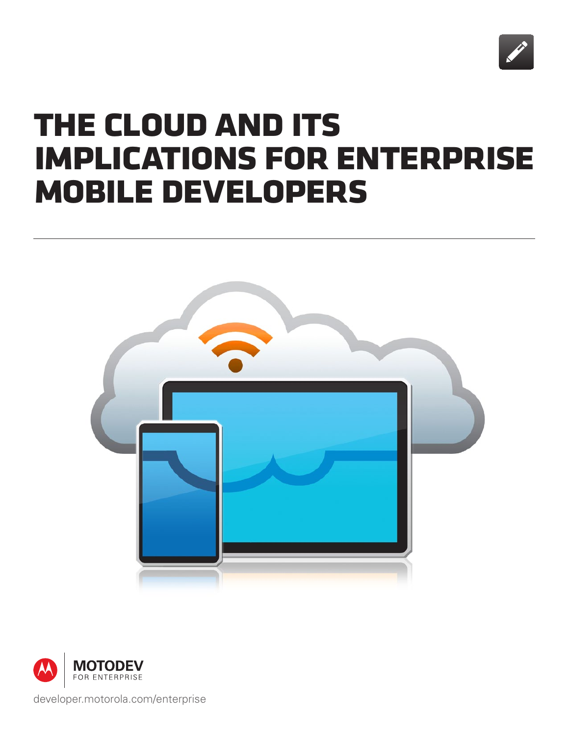# THE CLOUD AND ITS IMPLICATIONS FOR ENTERPRISE MOBILE DEVELOPERS

MOTODEV
FOR ENTERPRISE

developer.motorola.com/enterprise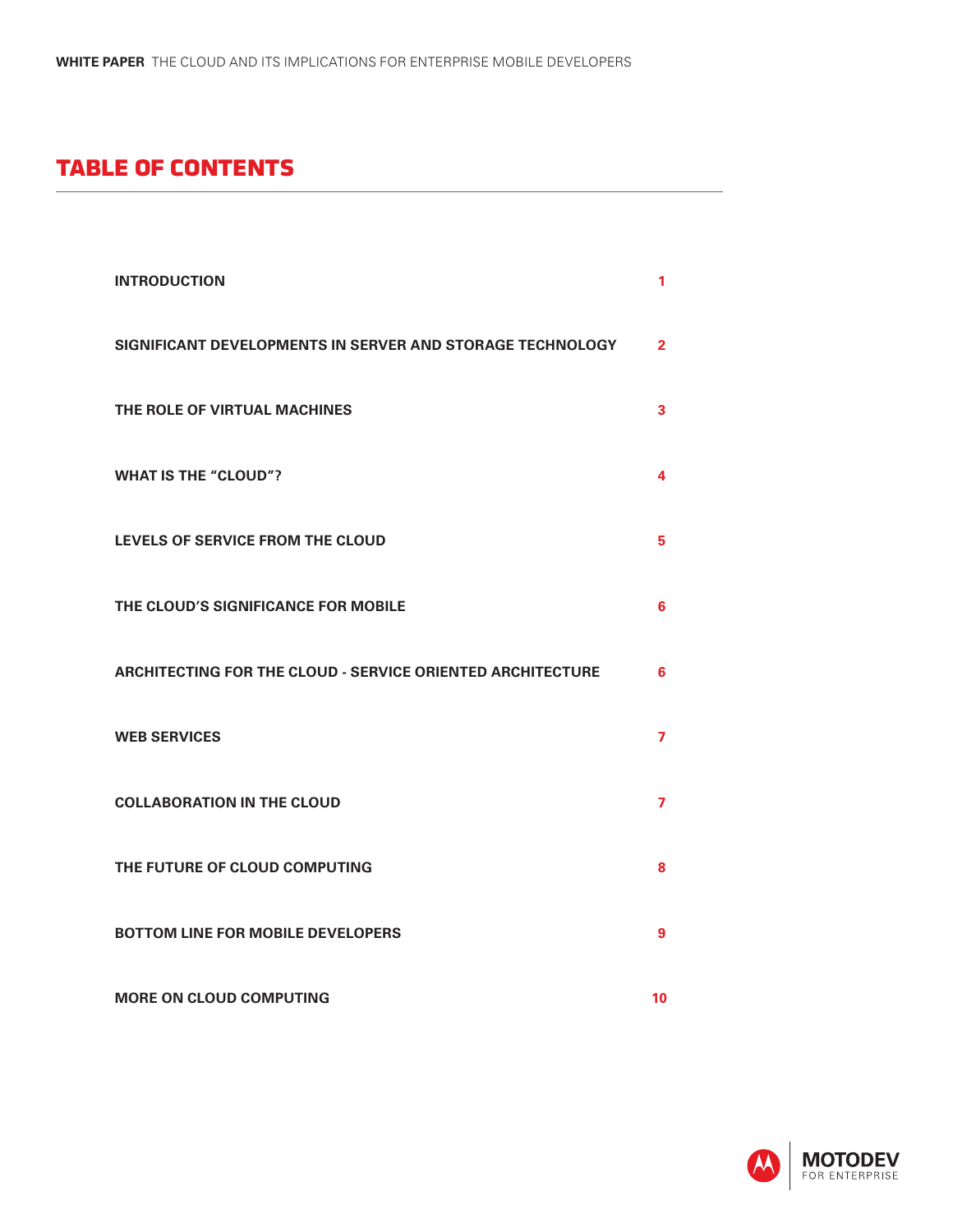# TABLE OF CONTENTS

| Section | Page |
|---|---|
| INTRODUCTION | 1 |
| SIGNIFICANT DEVELOPMENTS IN SERVER AND STORAGE TECHNOLOGY | 2 |
| THE ROLE OF VIRTUAL MACHINES | 3 |
| WHAT IS THE "CLOUD"? | 4 |
| LEVELS OF SERVICE FROM THE CLOUD | 5 |
| THE CLOUD'S SIGNIFICANCE FOR MOBILE | 6 |
| ARCHITECTING FOR THE CLOUD - SERVICE ORIENTED ARCHITECTURE | 6 |
| WEB SERVICES | 7 |
| COLLABORATION IN THE CLOUD | 7 |
| THE FUTURE OF CLOUD COMPUTING | 8 |
| BOTTOM LINE FOR MOBILE DEVELOPERS | 9 |
| MORE ON CLOUD COMPUTING | 10 |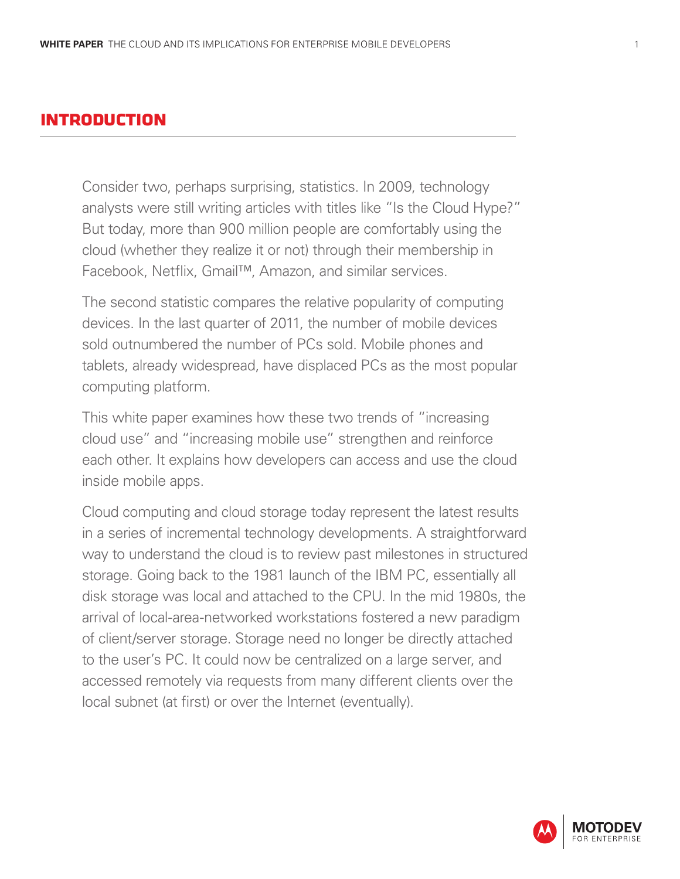## INTRODUCTION

Consider two, perhaps surprising, statistics. In 2009, technology analysts were still writing articles with titles like "Is the Cloud Hype?" But today, more than 900 million people are comfortably using the cloud (whether they realize it or not) through their membership in Facebook, Netflix, Gmail™, Amazon, and similar services.

The second statistic compares the relative popularity of computing devices. In the last quarter of 2011, the number of mobile devices sold outnumbered the number of PCs sold. Mobile phones and tablets, already widespread, have displaced PCs as the most popular computing platform.

This white paper examines how these two trends of "increasing cloud use" and "increasing mobile use" strengthen and reinforce each other. It explains how developers can access and use the cloud inside mobile apps.

Cloud computing and cloud storage today represent the latest results in a series of incremental technology developments. A straightforward way to understand the cloud is to review past milestones in structured storage. Going back to the 1981 launch of the IBM PC, essentially all disk storage was local and attached to the CPU. In the mid 1980s, the arrival of local-area-networked workstations fostered a new paradigm of client/server storage. Storage need no longer be directly attached to the user's PC. It could now be centralized on a large server, and accessed remotely via requests from many different clients over the local subnet (at first) or over the Internet (eventually).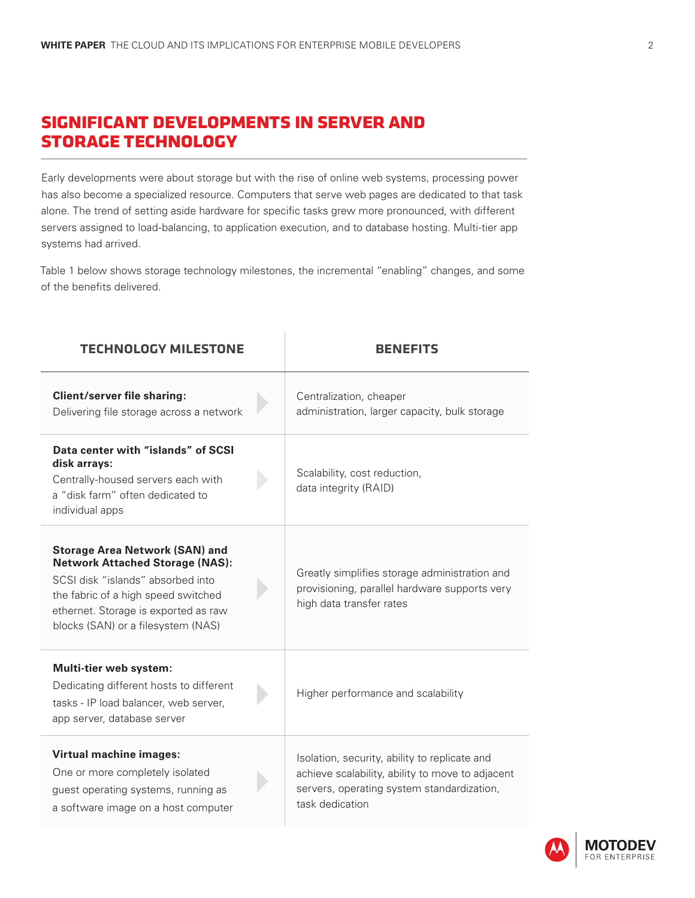## SIGNIFICANT DEVELOPMENTS IN SERVER AND STORAGE TECHNOLOGY

Early developments were about storage but with the rise of online web systems, processing power has also become a specialized resource. Computers that serve web pages are dedicated to that task alone. The trend of setting aside hardware for specific tasks grew more pronounced, with different servers assigned to load-balancing, to application execution, and to database hosting. Multi-tier app systems had arrived.

Table 1 below shows storage technology milestones, the incremental "enabling" changes, and some of the benefits delivered.

| TECHNOLOGY MILESTONE | BENEFITS |
|---|---|
| **Client/server file sharing:** Delivering file storage across a network | Centralization, cheaper administration, larger capacity, bulk storage |
| **Data center with "islands" of SCSI disk arrays:** Centrally-housed servers each with a "disk farm" often dedicated to individual apps | Scalability, cost reduction, data integrity (RAID) |
| **Storage Area Network (SAN) and Network Attached Storage (NAS):** SCSI disk "islands" absorbed into the fabric of a high speed switched ethernet. Storage is exported as raw blocks (SAN) or a filesystem (NAS) | Greatly simplifies storage administration and provisioning, parallel hardware supports very high data transfer rates |
| **Multi-tier web system:** Dedicating different hosts to different tasks - IP load balancer, web server, app server, database server | Higher performance and scalability |
| **Virtual machine images:** One or more completely isolated guest operating systems, running as a software image on a host computer | Isolation, security, ability to replicate and achieve scalability, ability to move to adjacent servers, operating system standardization, task dedication |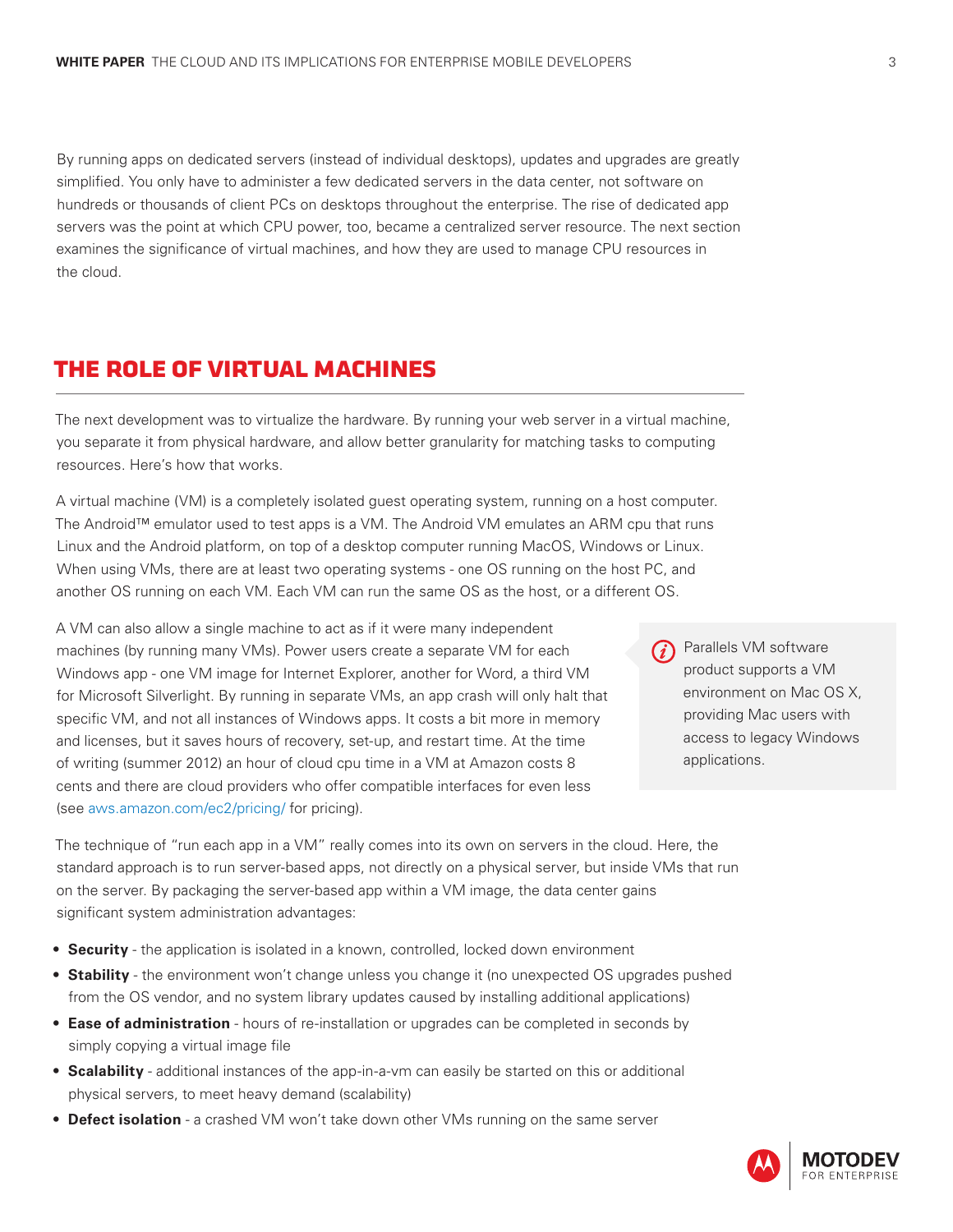By running apps on dedicated servers (instead of individual desktops), updates and upgrades are greatly simplified. You only have to administer a few dedicated servers in the data center, not software on hundreds or thousands of client PCs on desktops throughout the enterprise. The rise of dedicated app servers was the point at which CPU power, too, became a centralized server resource. The next section examines the significance of virtual machines, and how they are used to manage CPU resources in the cloud.

## THE ROLE OF VIRTUAL MACHINES

The next development was to virtualize the hardware. By running your web server in a virtual machine, you separate it from physical hardware, and allow better granularity for matching tasks to computing resources. Here's how that works.

A virtual machine (VM) is a completely isolated guest operating system, running on a host computer. The Android™ emulator used to test apps is a VM. The Android VM emulates an ARM cpu that runs Linux and the Android platform, on top of a desktop computer running MacOS, Windows or Linux. When using VMs, there are at least two operating systems - one OS running on the host PC, and another OS running on each VM. Each VM can run the same OS as the host, or a different OS.

A VM can also allow a single machine to act as if it were many independent machines (by running many VMs). Power users create a separate VM for each Windows app - one VM image for Internet Explorer, another for Word, a third VM for Microsoft Silverlight. By running in separate VMs, an app crash will only halt that specific VM, and not all instances of Windows apps. It costs a bit more in memory and licenses, but it saves hours of recovery, set-up, and restart time. At the time of writing (summer 2012) an hour of cloud cpu time in a VM at Amazon costs 8 cents and there are cloud providers who offer compatible interfaces for even less (see aws.amazon.com/ec2/pricing/ for pricing).

> Parallels VM software product supports a VM environment on Mac OS X, providing Mac users with access to legacy Windows applications.

The technique of "run each app in a VM" really comes into its own on servers in the cloud. Here, the standard approach is to run server-based apps, not directly on a physical server, but inside VMs that run on the server. By packaging the server-based app within a VM image, the data center gains significant system administration advantages:

- **Security** - the application is isolated in a known, controlled, locked down environment
- **Stability** - the environment won't change unless you change it (no unexpected OS upgrades pushed from the OS vendor, and no system library updates caused by installing additional applications)
- **Ease of administration** - hours of re-installation or upgrades can be completed in seconds by simply copying a virtual image file
- **Scalability** - additional instances of the app-in-a-vm can easily be started on this or additional physical servers, to meet heavy demand (scalability)
- **Defect isolation** - a crashed VM won't take down other VMs running on the same server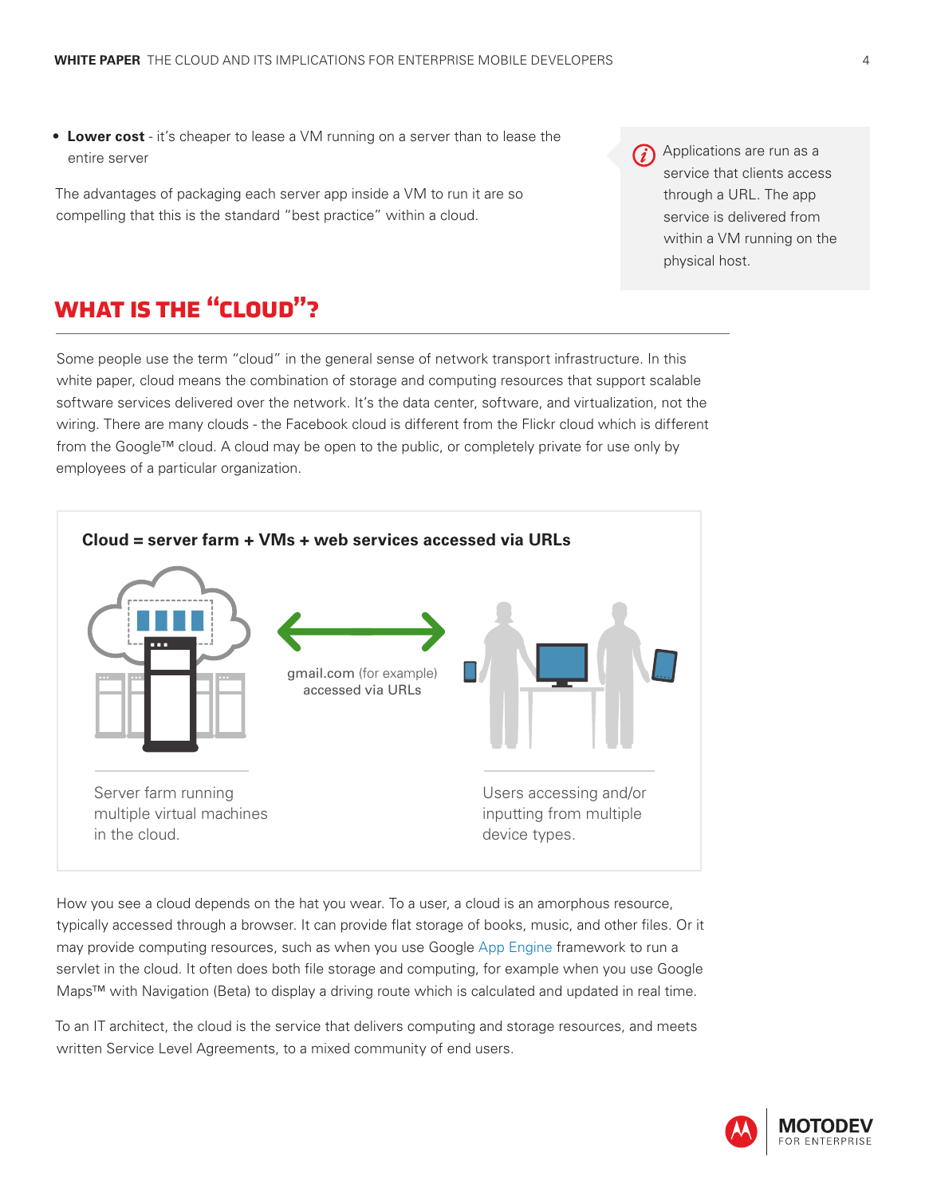- **Lower cost** - it's cheaper to lease a VM running on a server than to lease the entire server

The advantages of packaging each server app inside a VM to run it are so compelling that this is the standard "best practice" within a cloud.

> Applications are run as a service that clients access through a URL. The app service is delivered from within a VM running on the physical host.

## WHAT IS THE "CLOUD"?

Some people use the term "cloud" in the general sense of network transport infrastructure. In this white paper, cloud means the combination of storage and computing resources that support scalable software services delivered over the network. It's the data center, software, and virtualization, not the wiring. There are many clouds - the Facebook cloud is different from the Flickr cloud which is different from the Google™ cloud. A cloud may be open to the public, or completely private for use only by employees of a particular organization.

**Cloud = server farm + VMs + web services accessed via URLs**

gmail.com (for example) accessed via URLs

Server farm running multiple virtual machines in the cloud.

Users accessing and/or inputting from multiple device types.

How you see a cloud depends on the hat you wear. To a user, a cloud is an amorphous resource, typically accessed through a browser. It can provide flat storage of books, music, and other files. Or it may provide computing resources, such as when you use Google App Engine framework to run a servlet in the cloud. It often does both file storage and computing, for example when you use Google Maps™ with Navigation (Beta) to display a driving route which is calculated and updated in real time.

To an IT architect, the cloud is the service that delivers computing and storage resources, and meets written Service Level Agreements, to a mixed community of end users.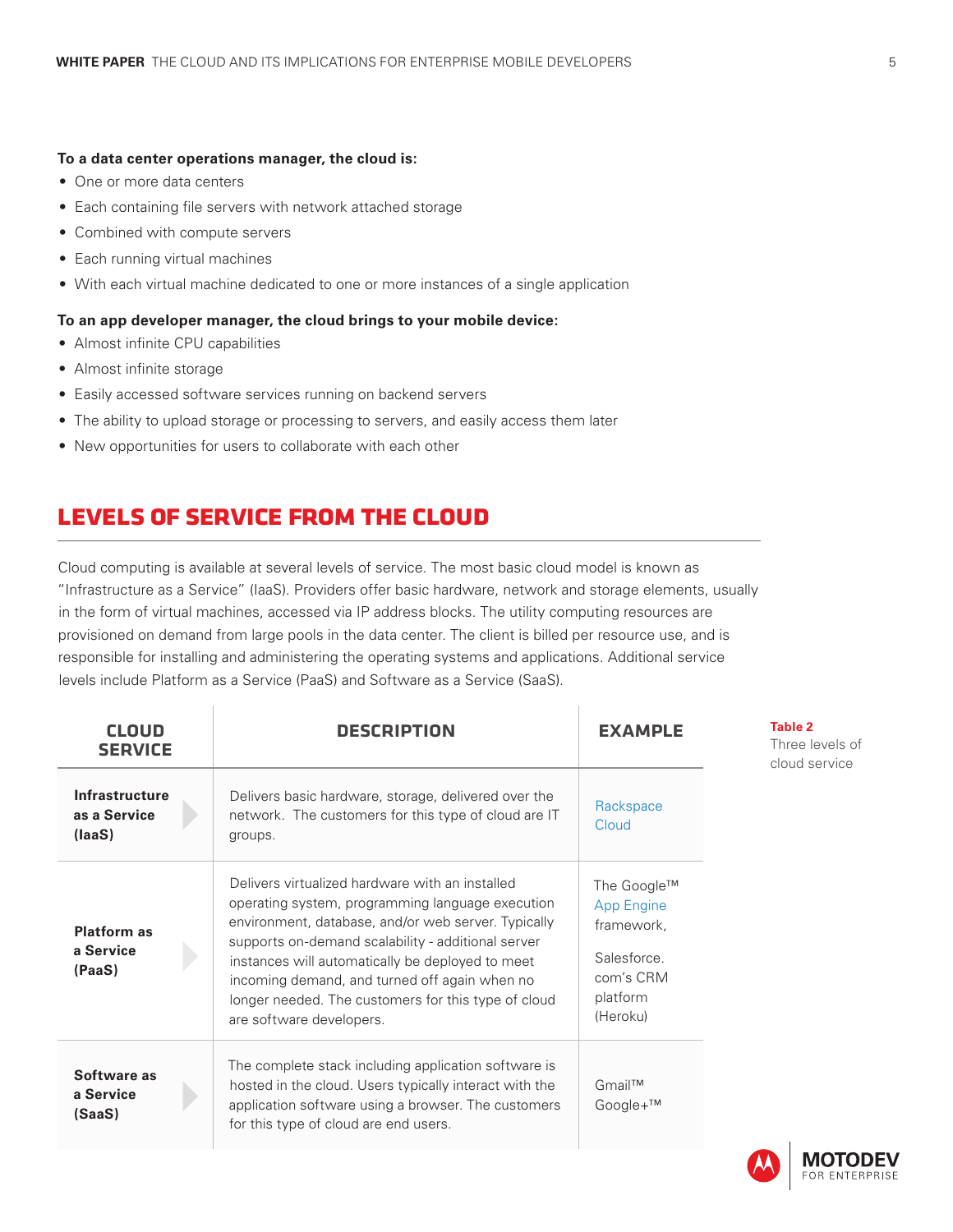**To a data center operations manager, the cloud is:**

- One or more data centers
- Each containing file servers with network attached storage
- Combined with compute servers
- Each running virtual machines
- With each virtual machine dedicated to one or more instances of a single application

**To an app developer manager, the cloud brings to your mobile device:**

- Almost infinite CPU capabilities
- Almost infinite storage
- Easily accessed software services running on backend servers
- The ability to upload storage or processing to servers, and easily access them later
- New opportunities for users to collaborate with each other

## LEVELS OF SERVICE FROM THE CLOUD

Cloud computing is available at several levels of service. The most basic cloud model is known as "Infrastructure as a Service" (IaaS). Providers offer basic hardware, network and storage elements, usually in the form of virtual machines, accessed via IP address blocks. The utility computing resources are provisioned on demand from large pools in the data center. The client is billed per resource use, and is responsible for installing and administering the operating systems and applications. Additional service levels include Platform as a Service (PaaS) and Software as a Service (SaaS).

**Table 2**
Three levels of cloud service

| CLOUD SERVICE | DESCRIPTION | EXAMPLE |
|---|---|---|
| **Infrastructure as a Service (IaaS)** | Delivers basic hardware, storage, delivered over the network. The customers for this type of cloud are IT groups. | Rackspace Cloud |
| **Platform as a Service (PaaS)** | Delivers virtualized hardware with an installed operating system, programming language execution environment, database, and/or web server. Typically supports on-demand scalability - additional server instances will automatically be deployed to meet incoming demand, and turned off again when no longer needed. The customers for this type of cloud are software developers. | The Google™ App Engine framework, Salesforce.com's CRM platform (Heroku) |
| **Software as a Service (SaaS)** | The complete stack including application software is hosted in the cloud. Users typically interact with the application software using a browser. The customers for this type of cloud are end users. | Gmail™ Google+™ |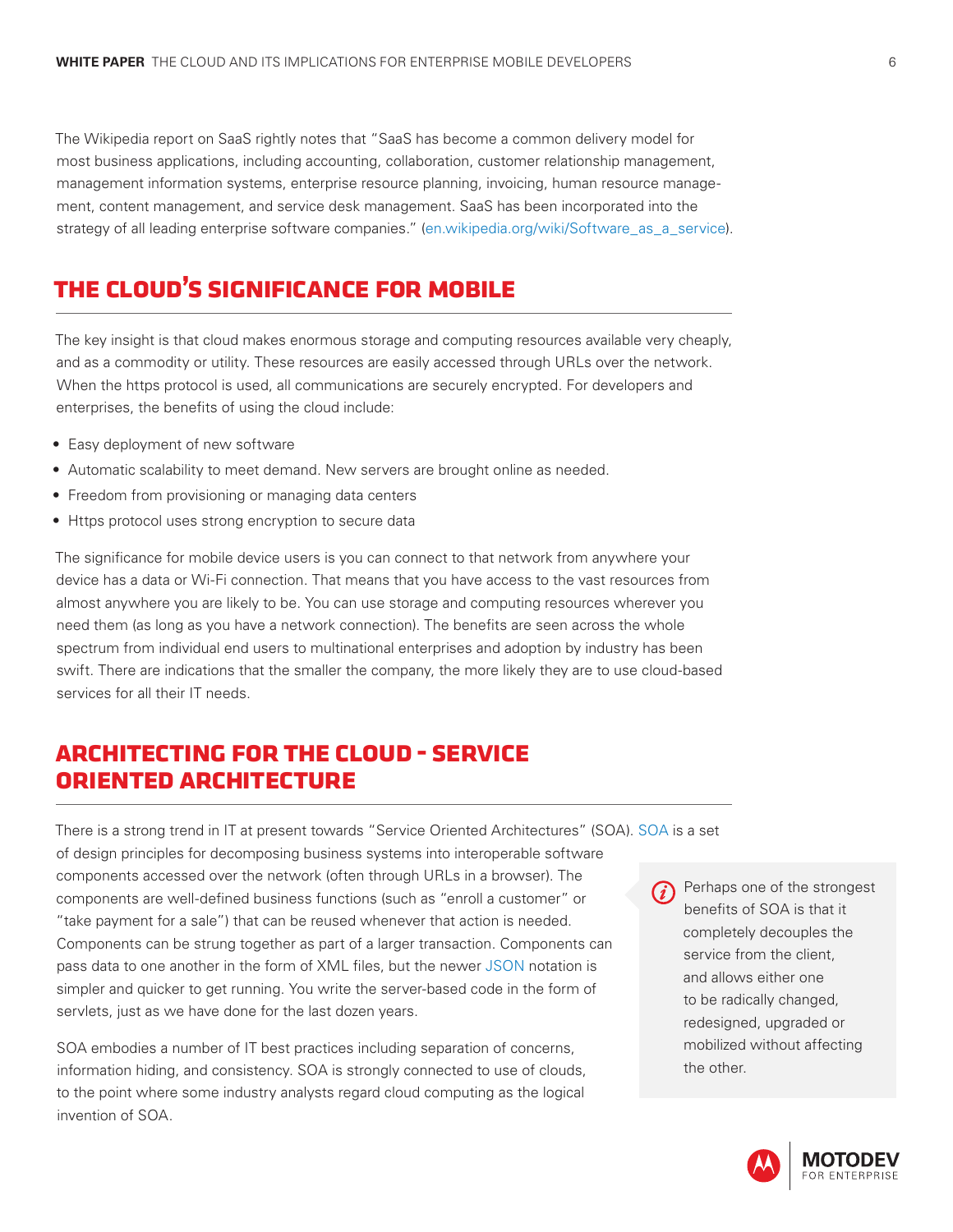The Wikipedia report on SaaS rightly notes that "SaaS has become a common delivery model for most business applications, including accounting, collaboration, customer relationship management, management information systems, enterprise resource planning, invoicing, human resource management, content management, and service desk management. SaaS has been incorporated into the strategy of all leading enterprise software companies." (en.wikipedia.org/wiki/Software_as_a_service).

## THE CLOUD'S SIGNIFICANCE FOR MOBILE

The key insight is that cloud makes enormous storage and computing resources available very cheaply, and as a commodity or utility. These resources are easily accessed through URLs over the network. When the https protocol is used, all communications are securely encrypted. For developers and enterprises, the benefits of using the cloud include:

- Easy deployment of new software
- Automatic scalability to meet demand. New servers are brought online as needed.
- Freedom from provisioning or managing data centers
- Https protocol uses strong encryption to secure data

The significance for mobile device users is you can connect to that network from anywhere your device has a data or Wi-Fi connection. That means that you have access to the vast resources from almost anywhere you are likely to be. You can use storage and computing resources wherever you need them (as long as you have a network connection). The benefits are seen across the whole spectrum from individual end users to multinational enterprises and adoption by industry has been swift. There are indications that the smaller the company, the more likely they are to use cloud-based services for all their IT needs.

## ARCHITECTING FOR THE CLOUD - SERVICE ORIENTED ARCHITECTURE

There is a strong trend in IT at present towards "Service Oriented Architectures" (SOA). SOA is a set of design principles for decomposing business systems into interoperable software components accessed over the network (often through URLs in a browser). The components are well-defined business functions (such as "enroll a customer" or "take payment for a sale") that can be reused whenever that action is needed. Components can be strung together as part of a larger transaction. Components can pass data to one another in the form of XML files, but the newer JSON notation is simpler and quicker to get running. You write the server-based code in the form of servlets, just as we have done for the last dozen years.

SOA embodies a number of IT best practices including separation of concerns, information hiding, and consistency. SOA is strongly connected to use of clouds, to the point where some industry analysts regard cloud computing as the logical invention of SOA.

> Perhaps one of the strongest benefits of SOA is that it completely decouples the service from the client, and allows either one to be radically changed, redesigned, upgraded or mobilized without affecting the other.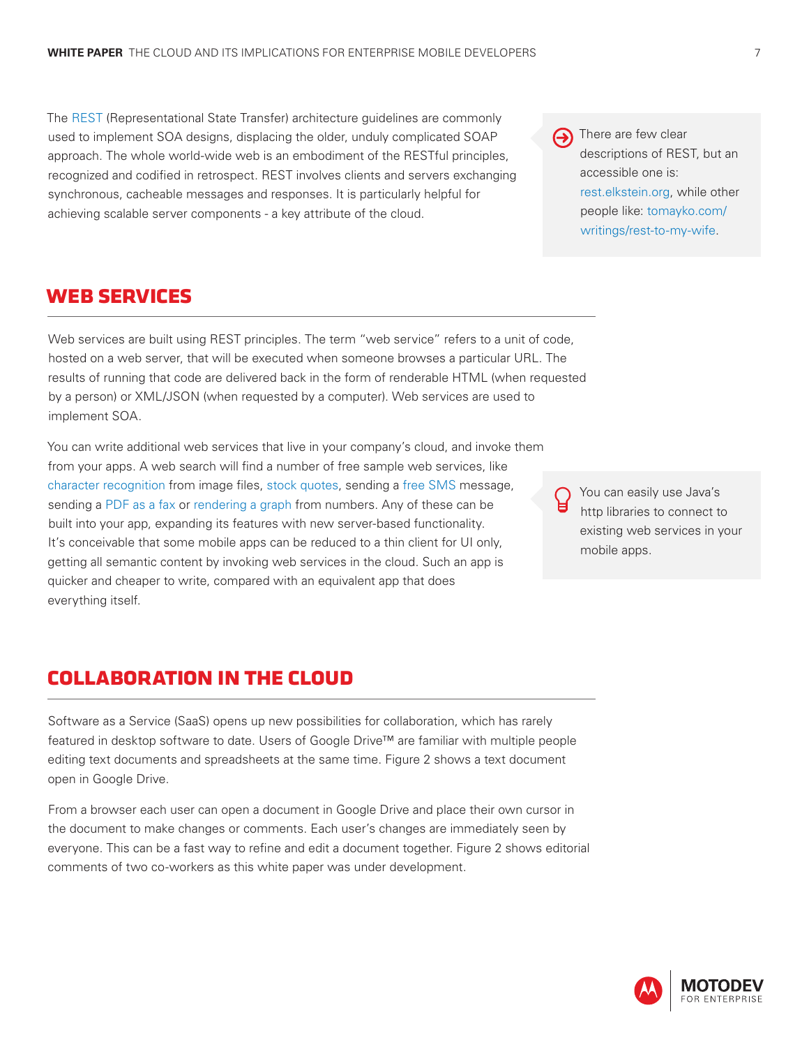The REST (Representational State Transfer) architecture guidelines are commonly used to implement SOA designs, displacing the older, unduly complicated SOAP approach. The whole world-wide web is an embodiment of the RESTful principles, recognized and codified in retrospect. REST involves clients and servers exchanging synchronous, cacheable messages and responses. It is particularly helpful for achieving scalable server components - a key attribute of the cloud.

> There are few clear descriptions of REST, but an accessible one is: rest.elkstein.org, while other people like: tomayko.com/writings/rest-to-my-wife.

## WEB SERVICES

Web services are built using REST principles. The term "web service" refers to a unit of code, hosted on a web server, that will be executed when someone browses a particular URL. The results of running that code are delivered back in the form of renderable HTML (when requested by a person) or XML/JSON (when requested by a computer). Web services are used to implement SOA.

You can write additional web services that live in your company's cloud, and invoke them from your apps. A web search will find a number of free sample web services, like character recognition from image files, stock quotes, sending a free SMS message, sending a PDF as a fax or rendering a graph from numbers. Any of these can be built into your app, expanding its features with new server-based functionality. It's conceivable that some mobile apps can be reduced to a thin client for UI only, getting all semantic content by invoking web services in the cloud. Such an app is quicker and cheaper to write, compared with an equivalent app that does everything itself.

> You can easily use Java's http libraries to connect to existing web services in your mobile apps.

## COLLABORATION IN THE CLOUD

Software as a Service (SaaS) opens up new possibilities for collaboration, which has rarely featured in desktop software to date. Users of Google Drive™ are familiar with multiple people editing text documents and spreadsheets at the same time. Figure 2 shows a text document open in Google Drive.

From a browser each user can open a document in Google Drive and place their own cursor in the document to make changes or comments. Each user's changes are immediately seen by everyone. This can be a fast way to refine and edit a document together. Figure 2 shows editorial comments of two co-workers as this white paper was under development.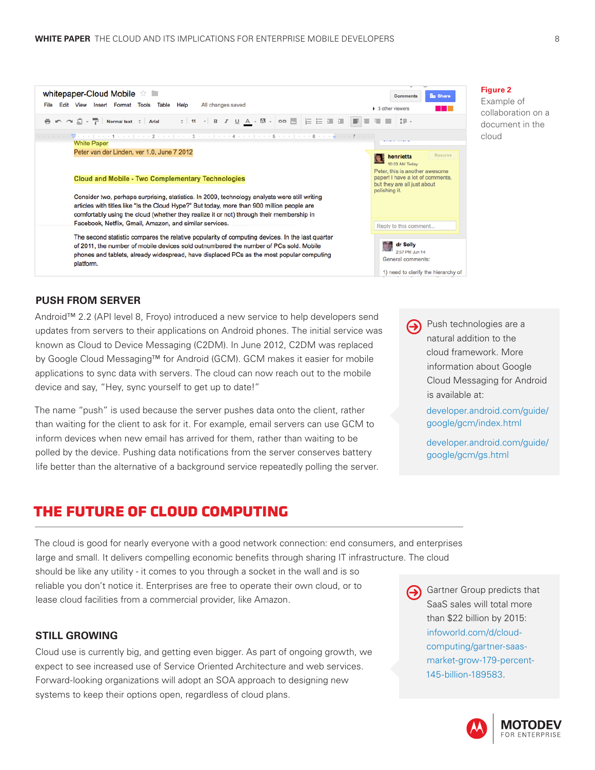Figure 2
Example of collaboration on a document in the cloud

### PUSH FROM SERVER

Android™ 2.2 (API level 8, Froyo) introduced a new service to help developers send updates from servers to their applications on Android phones. The initial service was known as Cloud to Device Messaging (C2DM). In June 2012, C2DM was replaced by Google Cloud Messaging™ for Android (GCM). GCM makes it easier for mobile applications to sync data with servers. The cloud can now reach out to the mobile device and say, "Hey, sync yourself to get up to date!"

The name "push" is used because the server pushes data onto the client, rather than waiting for the client to ask for it. For example, email servers can use GCM to inform devices when new email has arrived for them, rather than waiting to be polled by the device. Pushing data notifications from the server conserves battery life better than the alternative of a background service repeatedly polling the server.

> Push technologies are a natural addition to the cloud framework. More information about Google Cloud Messaging for Android is available at:
>
> developer.android.com/guide/google/gcm/index.html
>
> developer.android.com/guide/google/gcm/gs.html

## THE FUTURE OF CLOUD COMPUTING

The cloud is good for nearly everyone with a good network connection: end consumers, and enterprises large and small. It delivers compelling economic benefits through sharing IT infrastructure. The cloud should be like any utility - it comes to you through a socket in the wall and is so reliable you don't notice it. Enterprises are free to operate their own cloud, or to lease cloud facilities from a commercial provider, like Amazon.

### STILL GROWING

Cloud use is currently big, and getting even bigger. As part of ongoing growth, we expect to see increased use of Service Oriented Architecture and web services. Forward-looking organizations will adopt an SOA approach to designing new systems to keep their options open, regardless of cloud plans.

> Gartner Group predicts that SaaS sales will total more than $22 billion by 2015: infoworld.com/d/cloud-computing/gartner-saas-market-grow-179-percent-145-billion-189583.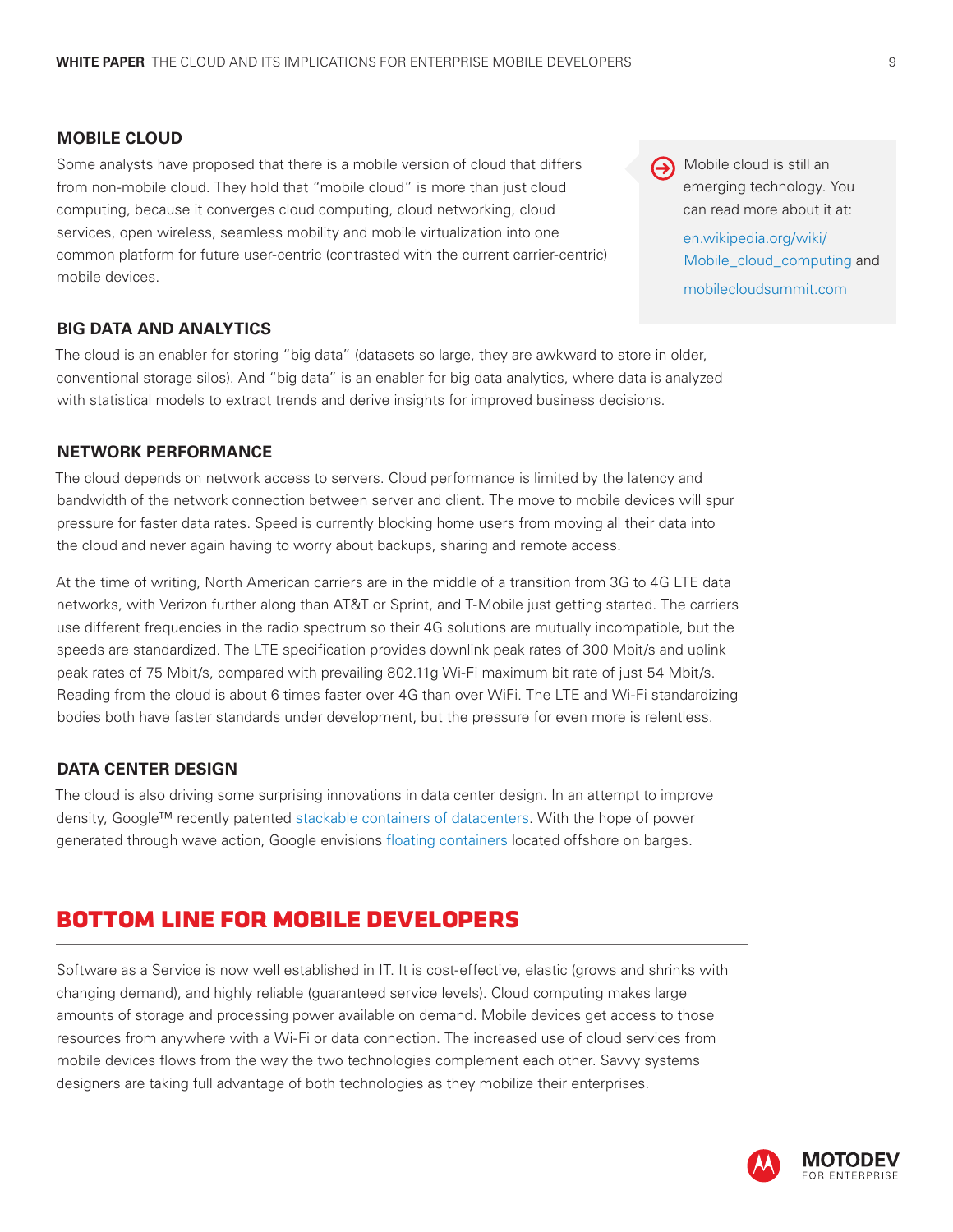### MOBILE CLOUD

Some analysts have proposed that there is a mobile version of cloud that differs from non-mobile cloud. They hold that "mobile cloud" is more than just cloud computing, because it converges cloud computing, cloud networking, cloud services, open wireless, seamless mobility and mobile virtualization into one common platform for future user-centric (contrasted with the current carrier-centric) mobile devices.

> Mobile cloud is still an emerging technology. You can read more about it at:
>
> en.wikipedia.org/wiki/Mobile_cloud_computing and
>
> mobilecloudsummit.com

### BIG DATA AND ANALYTICS

The cloud is an enabler for storing "big data" (datasets so large, they are awkward to store in older, conventional storage silos). And "big data" is an enabler for big data analytics, where data is analyzed with statistical models to extract trends and derive insights for improved business decisions.

### NETWORK PERFORMANCE

The cloud depends on network access to servers. Cloud performance is limited by the latency and bandwidth of the network connection between server and client. The move to mobile devices will spur pressure for faster data rates. Speed is currently blocking home users from moving all their data into the cloud and never again having to worry about backups, sharing and remote access.

At the time of writing, North American carriers are in the middle of a transition from 3G to 4G LTE data networks, with Verizon further along than AT&T or Sprint, and T-Mobile just getting started. The carriers use different frequencies in the radio spectrum so their 4G solutions are mutually incompatible, but the speeds are standardized. The LTE specification provides downlink peak rates of 300 Mbit/s and uplink peak rates of 75 Mbit/s, compared with prevailing 802.11g Wi-Fi maximum bit rate of just 54 Mbit/s. Reading from the cloud is about 6 times faster over 4G than over WiFi. The LTE and Wi-Fi standardizing bodies both have faster standards under development, but the pressure for even more is relentless.

### DATA CENTER DESIGN

The cloud is also driving some surprising innovations in data center design. In an attempt to improve density, Google™ recently patented stackable containers of datacenters. With the hope of power generated through wave action, Google envisions floating containers located offshore on barges.

## BOTTOM LINE FOR MOBILE DEVELOPERS

Software as a Service is now well established in IT. It is cost-effective, elastic (grows and shrinks with changing demand), and highly reliable (guaranteed service levels). Cloud computing makes large amounts of storage and processing power available on demand. Mobile devices get access to those resources from anywhere with a Wi-Fi or data connection. The increased use of cloud services from mobile devices flows from the way the two technologies complement each other. Savvy systems designers are taking full advantage of both technologies as they mobilize their enterprises.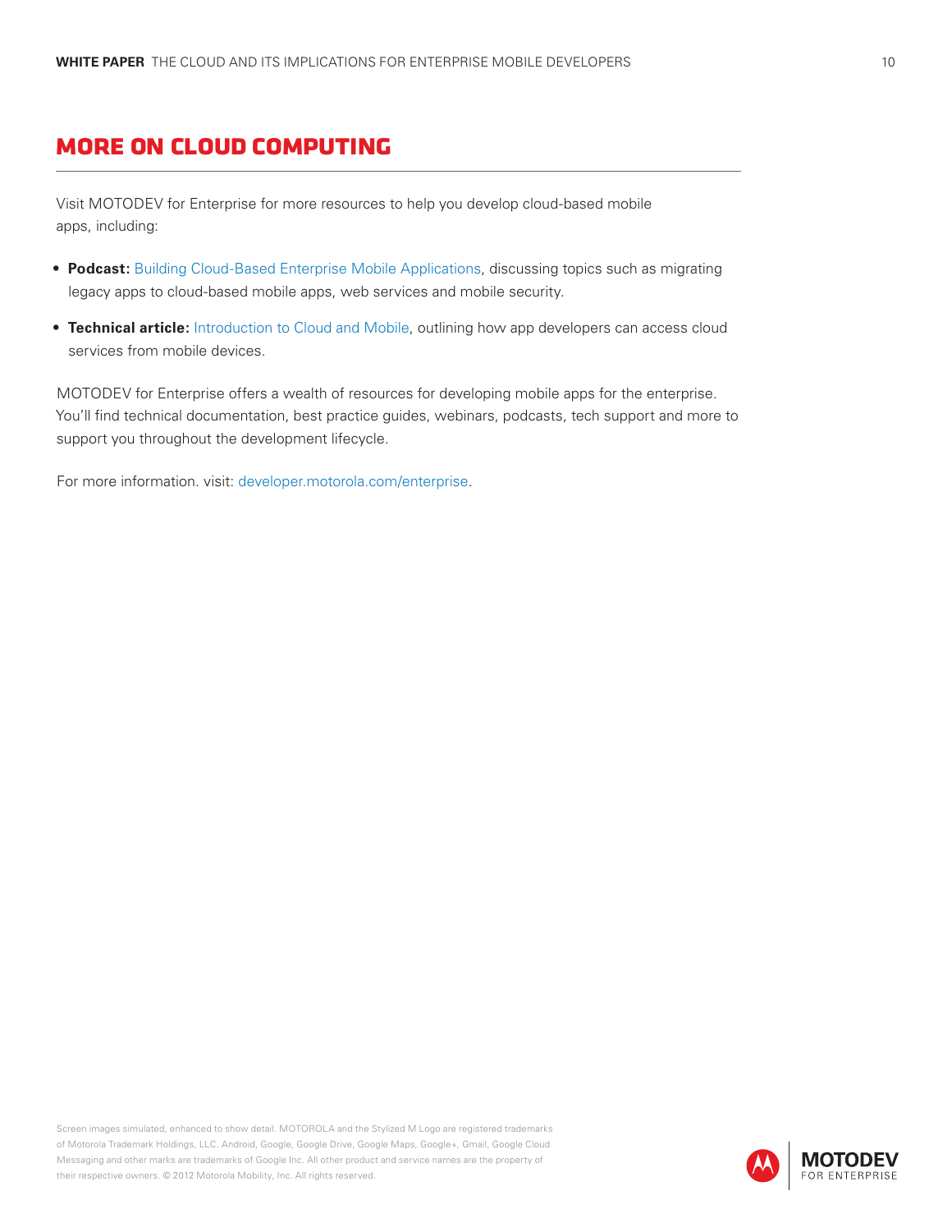## MORE ON CLOUD COMPUTING

Visit MOTODEV for Enterprise for more resources to help you develop cloud-based mobile apps, including:

- **Podcast:** Building Cloud-Based Enterprise Mobile Applications, discussing topics such as migrating legacy apps to cloud-based mobile apps, web services and mobile security.
- **Technical article:** Introduction to Cloud and Mobile, outlining how app developers can access cloud services from mobile devices.

MOTODEV for Enterprise offers a wealth of resources for developing mobile apps for the enterprise. You'll find technical documentation, best practice guides, webinars, podcasts, tech support and more to support you throughout the development lifecycle.

For more information. visit: developer.motorola.com/enterprise.

Screen images simulated, enhanced to show detail. MOTOROLA and the Stylized M Logo are registered trademarks of Motorola Trademark Holdings, LLC. Android, Google, Google Drive, Google Maps, Google+, Gmail, Google Cloud Messaging and other marks are trademarks of Google Inc. All other product and service names are the property of their respective owners. © 2012 Motorola Mobility, Inc. All rights reserved.

MOTODEV FOR ENTERPRISE